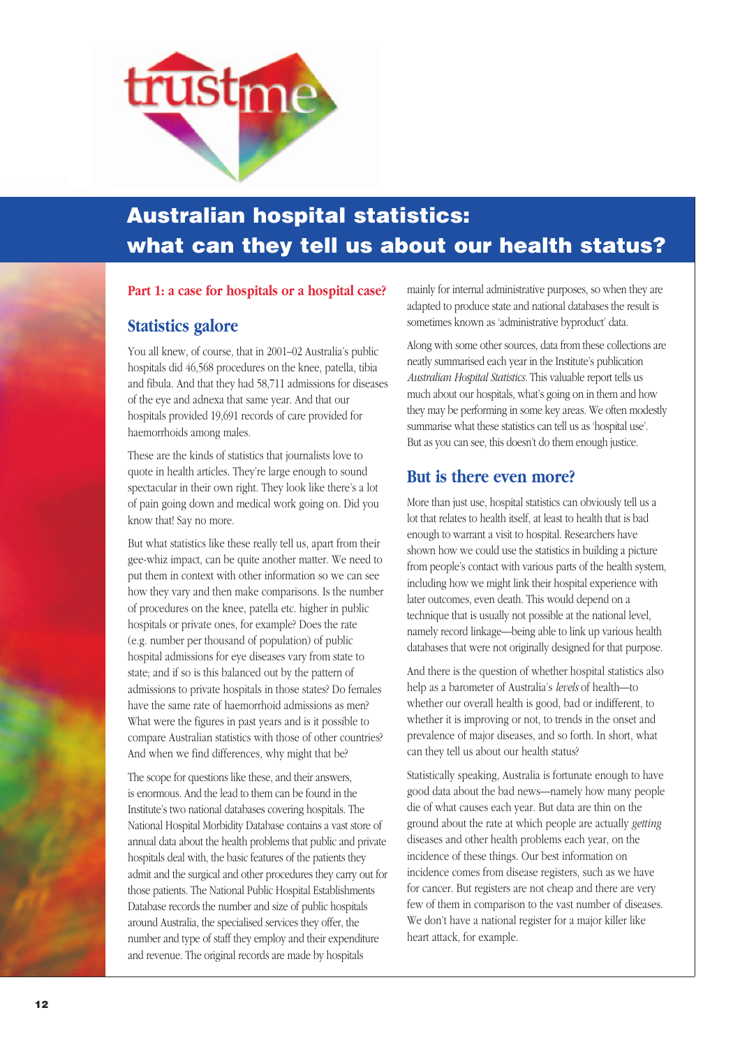trustme

# Australian hospital statistics: what can they tell us about our health status?

**Part 1: a case for hospitals or a hospital case?**

## Statistics galore

You all knew, of course, that in 2001–02 Australia's public hospitals did 46,568 procedures on the knee, patella, tibia and fibula. And that they had 58,711 admissions for diseases of the eye and adnexa that same year. And that our hospitals provided 19,691 records of care provided for haemorrhoids among males.

These are the kinds of statistics that journalists love to quote in health articles. They're large enough to sound spectacular in their own right. They look like there's a lot of pain going down and medical work going on. Did you know that! Say no more.

But what statistics like these really tell us, apart from their gee-whiz impact, can be quite another matter. We need to put them in context with other information so we can see how they vary and then make comparisons. Is the number of procedures on the knee, patella etc. higher in public hospitals or private ones, for example? Does the rate (e.g. number per thousand of population) of public hospital admissions for eye diseases vary from state to state; and if so is this balanced out by the pattern of admissions to private hospitals in those states? Do females have the same rate of haemorrhoid admissions as men? What were the figures in past years and is it possible to compare Australian statistics with those of other countries? And when we find differences, why might that be?

The scope for questions like these, and their answers, is enormous. And the lead to them can be found in the Institute's two national databases covering hospitals. The National Hospital Morbidity Database contains a vast store of annual data about the health problems that public and private hospitals deal with, the basic features of the patients they admit and the surgical and other procedures they carry out for those patients. The National Public Hospital Establishments Database records the number and size of public hospitals around Australia, the specialised services they offer, the number and type of staff they employ and their expenditure and revenue. The original records are made by hospitals mainly for internal administrative purposes, so when they are adapted to produce state and national databases the result is sometimes known as 'administrative byproduct' data.

Along with some other sources, data from these collections are neatly summarised each year in the Institute's publication *Australian Hospital Statistics*. This valuable report tells us much about our hospitals, what's going on in them and how they may be performing in some key areas. We often modestly summarise what these statistics can tell us as 'hospital use'. But as you can see, this doesn't do them enough justice.

## But is there even more?

More than just use, hospital statistics can obviously tell us a lot that relates to health itself, at least to health that is bad enough to warrant a visit to hospital. Researchers have shown how we could use the statistics in building a picture from people's contact with various parts of the health system, including how we might link their hospital experience with later outcomes, even death. This would depend on a technique that is usually not possible at the national level, namely record linkage—being able to link up various health databases that were not originally designed for that purpose.

And there is the question of whether hospital statistics also help as a barometer of Australia's *levels* of health—to whether our overall health is good, bad or indifferent, to whether it is improving or not, to trends in the onset and prevalence of major diseases, and so forth. In short, what can they tell us about our health status?

Statistically speaking, Australia is fortunate enough to have good data about the bad news—namely how many people die of what causes each year. But data are thin on the ground about the rate at which people are actually *getting* diseases and other health problems each year, on the incidence of these things. Our best information on incidence comes from disease registers, such as we have for cancer. But registers are not cheap and there are very few of them in comparison to the vast number of diseases. We don't have a national register for a major killer like heart attack, for example.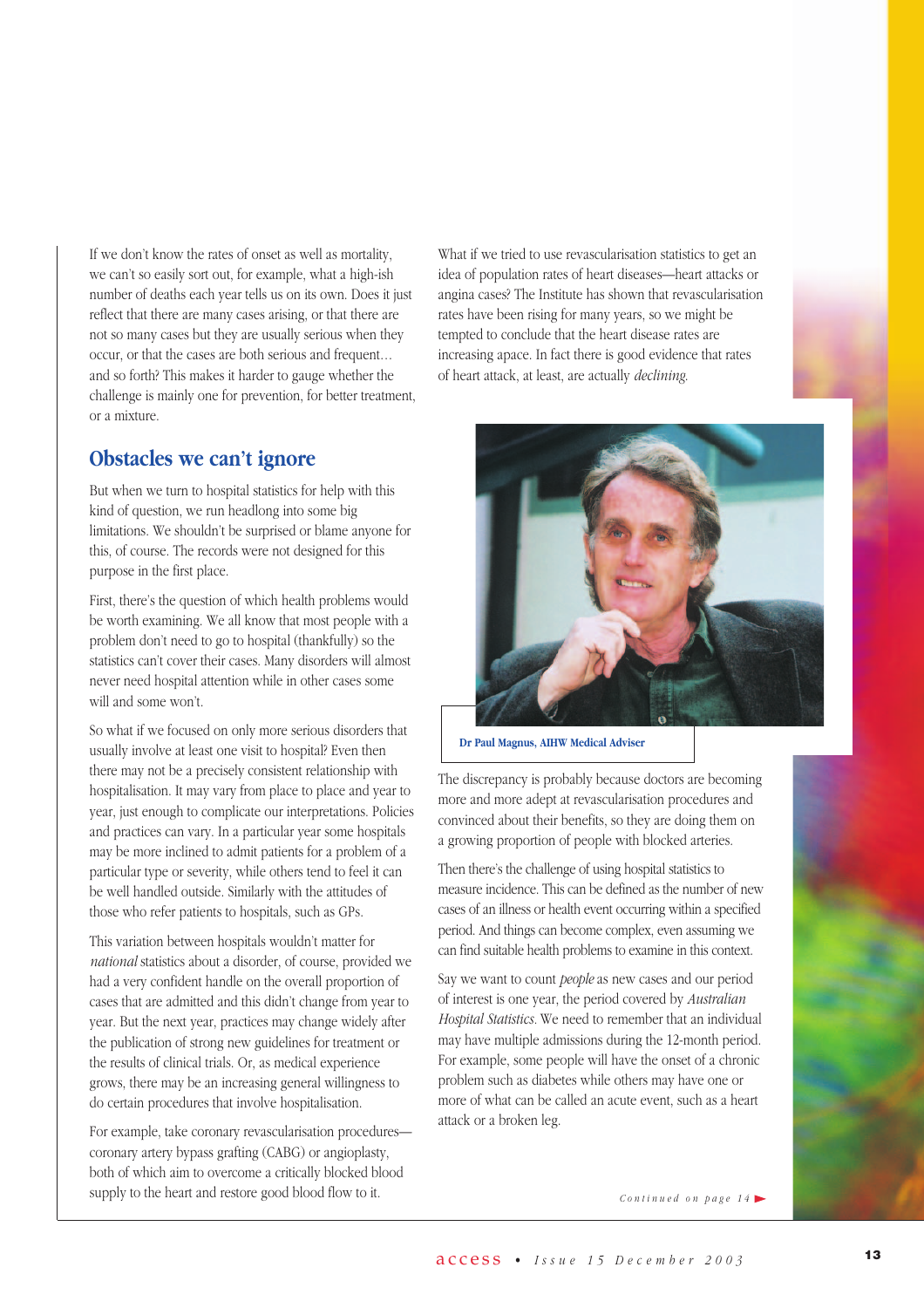If we don't know the rates of onset as well as mortality, we can't so easily sort out, for example, what a high-ish number of deaths each year tells us on its own. Does it just reflect that there are many cases arising, or that there are not so many cases but they are usually serious when they occur, or that the cases are both serious and frequent… and so forth? This makes it harder to gauge whether the challenge is mainly one for prevention, for better treatment, or a mixture.

## Obstacles we can't ignore

But when we turn to hospital statistics for help with this kind of question, we run headlong into some big limitations. We shouldn't be surprised or blame anyone for this, of course. The records were not designed for this purpose in the first place.

First, there's the question of which health problems would be worth examining. We all know that most people with a problem don't need to go to hospital (thankfully) so the statistics can't cover their cases. Many disorders will almost never need hospital attention while in other cases some will and some won't.

So what if we focused on only more serious disorders that usually involve at least one visit to hospital? Even then there may not be a precisely consistent relationship with hospitalisation. It may vary from place to place and year to year, just enough to complicate our interpretations. Policies and practices can vary. In a particular year some hospitals may be more inclined to admit patients for a problem of a particular type or severity, while others tend to feel it can be well handled outside. Similarly with the attitudes of those who refer patients to hospitals, such as GPs.

This variation between hospitals wouldn't matter for *national* statistics about a disorder, of course, provided we had a very confident handle on the overall proportion of cases that are admitted and this didn't change from year to year. But the next year, practices may change widely after the publication of strong new guidelines for treatment or the results of clinical trials. Or, as medical experience grows, there may be an increasing general willingness to do certain procedures that involve hospitalisation.

For example, take coronary revascularisation procedures—coronary artery bypass grafting (CABG) or angioplasty, both of which aim to overcome a critically blocked blood supply to the heart and restore good blood flow to it.

What if we tried to use revascularisation statistics to get an idea of population rates of heart diseases—heart attacks or angina cases? The Institute has shown that revascularisation rates have been rising for many years, so we might be tempted to conclude that the heart disease rates are increasing apace. In fact there is good evidence that rates of heart attack, at least, are actually *declining*.

**Dr Paul Magnus, AIHW Medical Adviser**

The discrepancy is probably because doctors are becoming more and more adept at revascularisation procedures and convinced about their benefits, so they are doing them on a growing proportion of people with blocked arteries.

Then there's the challenge of using hospital statistics to measure incidence. This can be defined as the number of new cases of an illness or health event occurring within a specified period. And things can become complex, even assuming we can find suitable health problems to examine in this context.

Say we want to count *people* as new cases and our period of interest is one year, the period covered by *Australian Hospital Statistics*. We need to remember that an individual may have multiple admissions during the 12-month period. For example, some people will have the onset of a chronic problem such as diabetes while others may have one or more of what can be called an acute event, such as a heart attack or a broken leg.

*Continued on page 14*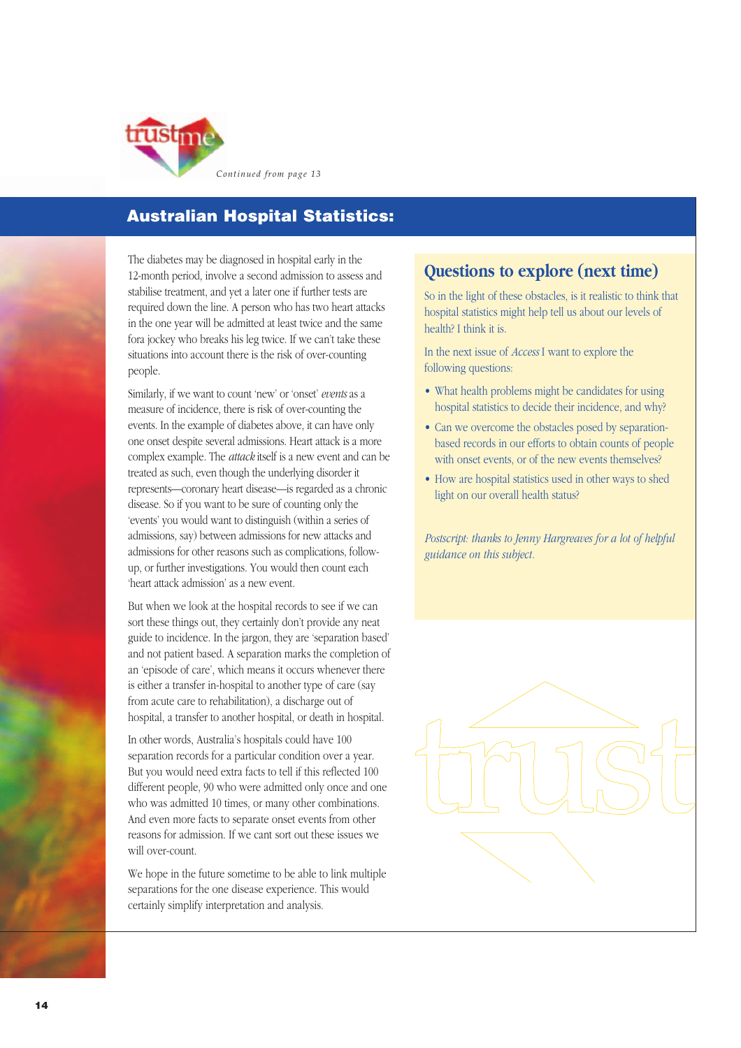*Continued from page 13*

## Australian Hospital Statistics:

The diabetes may be diagnosed in hospital early in the 12-month period, involve a second admission to assess and stabilise treatment, and yet a later one if further tests are required down the line. A person who has two heart attacks in the one year will be admitted at least twice and the same fora jockey who breaks his leg twice. If we can't take these situations into account there is the risk of over-counting people.

Similarly, if we want to count 'new' or 'onset' *events* as a measure of incidence, there is risk of over-counting the events. In the example of diabetes above, it can have only one onset despite several admissions. Heart attack is a more complex example. The *attack* itself is a new event and can be treated as such, even though the underlying disorder it represents—coronary heart disease—is regarded as a chronic disease. So if you want to be sure of counting only the 'events' you would want to distinguish (within a series of admissions, say) between admissions for new attacks and admissions for other reasons such as complications, follow-up, or further investigations. You would then count each 'heart attack admission' as a new event.

But when we look at the hospital records to see if we can sort these things out, they certainly don't provide any neat guide to incidence. In the jargon, they are 'separation based' and not patient based. A separation marks the completion of an 'episode of care', which means it occurs whenever there is either a transfer in-hospital to another type of care (say from acute care to rehabilitation), a discharge out of hospital, a transfer to another hospital, or death in hospital.

In other words, Australia's hospitals could have 100 separation records for a particular condition over a year. But you would need extra facts to tell if this reflected 100 different people, 90 who were admitted only once and one who was admitted 10 times, or many other combinations. And even more facts to separate onset events from other reasons for admission. If we cant sort out these issues we will over-count.

We hope in the future sometime to be able to link multiple separations for the one disease experience. This would certainly simplify interpretation and analysis.

### Questions to explore (next time)

So in the light of these obstacles, is it realistic to think that hospital statistics might help tell us about our levels of health? I think it is.

In the next issue of *Access* I want to explore the following questions:

- What health problems might be candidates for using hospital statistics to decide their incidence, and why?
- Can we overcome the obstacles posed by separation-based records in our efforts to obtain counts of people with onset events, or of the new events themselves?
- How are hospital statistics used in other ways to shed light on our overall health status?

*Postscript: thanks to Jenny Hargreaves for a lot of helpful guidance on this subject.*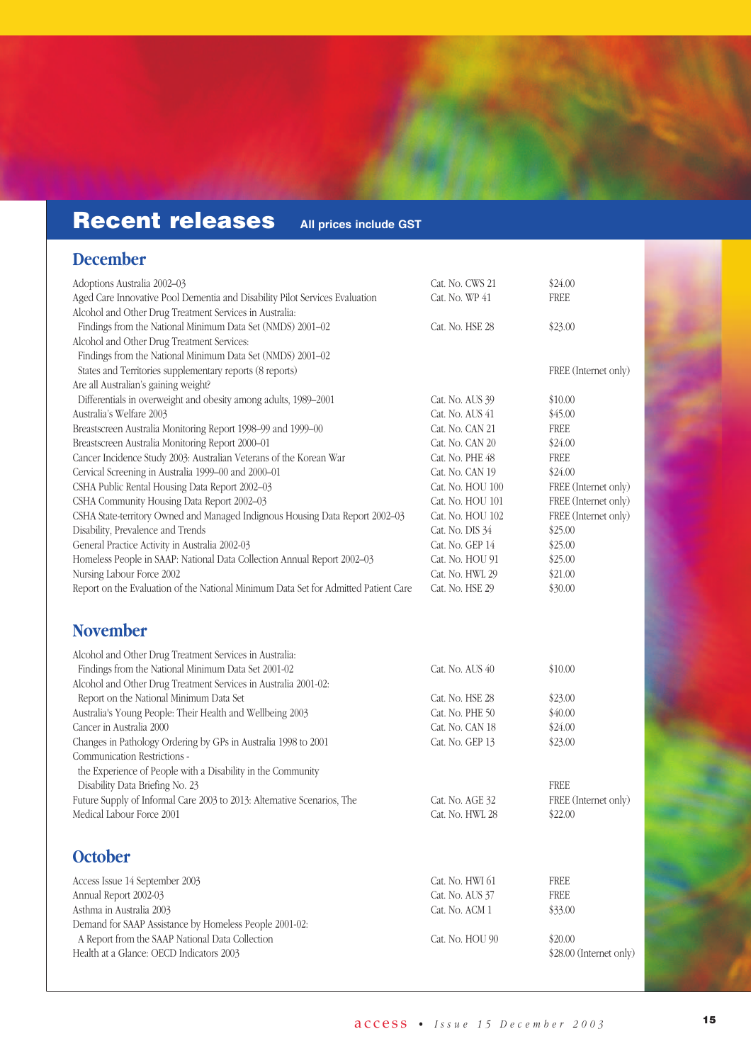# Recent releases

All prices include GST

## December

| | | |
|---|---|---|
| Adoptions Australia 2002–03 | Cat. No. CWS 21 | $24.00 |
| Aged Care Innovative Pool Dementia and Disability Pilot Services Evaluation | Cat. No. WP 41 | FREE |
| Alcohol and Other Drug Treatment Services in Australia: Findings from the National Minimum Data Set (NMDS) 2001–02 | Cat. No. HSE 28 | $23.00 |
| Alcohol and Other Drug Treatment Services: Findings from the National Minimum Data Set (NMDS) 2001–02 States and Territories supplementary reports (8 reports) | | FREE (Internet only) |
| Are all Australian's gaining weight? Differentials in overweight and obesity among adults, 1989–2001 | Cat. No. AUS 39 | $10.00 |
| Australia's Welfare 2003 | Cat. No. AUS 41 | $45.00 |
| Breastscreen Australia Monitoring Report 1998–99 and 1999–00 | Cat. No. CAN 21 | FREE |
| Breastscreen Australia Monitoring Report 2000–01 | Cat. No. CAN 20 | $24.00 |
| Cancer Incidence Study 2003: Australian Veterans of the Korean War | Cat. No. PHE 48 | FREE |
| Cervical Screening in Australia 1999–00 and 2000–01 | Cat. No. CAN 19 | $24.00 |
| CSHA Public Rental Housing Data Report 2002–03 | Cat. No. HOU 100 | FREE (Internet only) |
| CSHA Community Housing Data Report 2002–03 | Cat. No. HOU 101 | FREE (Internet only) |
| CSHA State-territory Owned and Managed Indignous Housing Data Report 2002–03 | Cat. No. HOU 102 | FREE (Internet only) |
| Disability, Prevalence and Trends | Cat. No. DIS 34 | $25.00 |
| General Practice Activity in Australia 2002-03 | Cat. No. GEP 14 | $25.00 |
| Homeless People in SAAP: National Data Collection Annual Report 2002–03 | Cat. No. HOU 91 | $25.00 |
| Nursing Labour Force 2002 | Cat. No. HWL 29 | $21.00 |
| Report on the Evaluation of the National Minimum Data Set for Admitted Patient Care | Cat. No. HSE 29 | $30.00 |

## November

| | | |
|---|---|---|
| Alcohol and Other Drug Treatment Services in Australia: Findings from the National Minimum Data Set 2001-02 | Cat. No. AUS 40 | $10.00 |
| Alcohol and Other Drug Treatment Services in Australia 2001-02: Report on the National Minimum Data Set | Cat. No. HSE 28 | $23.00 |
| Australia's Young People: Their Health and Wellbeing 2003 | Cat. No. PHE 50 | $40.00 |
| Cancer in Australia 2000 | Cat. No. CAN 18 | $24.00 |
| Changes in Pathology Ordering by GPs in Australia 1998 to 2001 | Cat. No. GEP 13 | $23.00 |
| Communication Restrictions - the Experience of People with a Disability in the Community Disability Data Briefing No. 23 | | FREE |
| Future Supply of Informal Care 2003 to 2013: Alternative Scenarios, The | Cat. No. AGE 32 | FREE (Internet only) |
| Medical Labour Force 2001 | Cat. No. HWL 28 | $22.00 |

## October

| | | |
|---|---|---|
| Access Issue 14 September 2003 | Cat. No. HWI 61 | FREE |
| Annual Report 2002-03 | Cat. No. AUS 37 | FREE |
| Asthma in Australia 2003 | Cat. No. ACM 1 | $33.00 |
| Demand for SAAP Assistance by Homeless People 2001-02: A Report from the SAAP National Data Collection | Cat. No. HOU 90 | $20.00 |
| Health at a Glance: OECD Indicators 2003 | | $28.00 (Internet only) |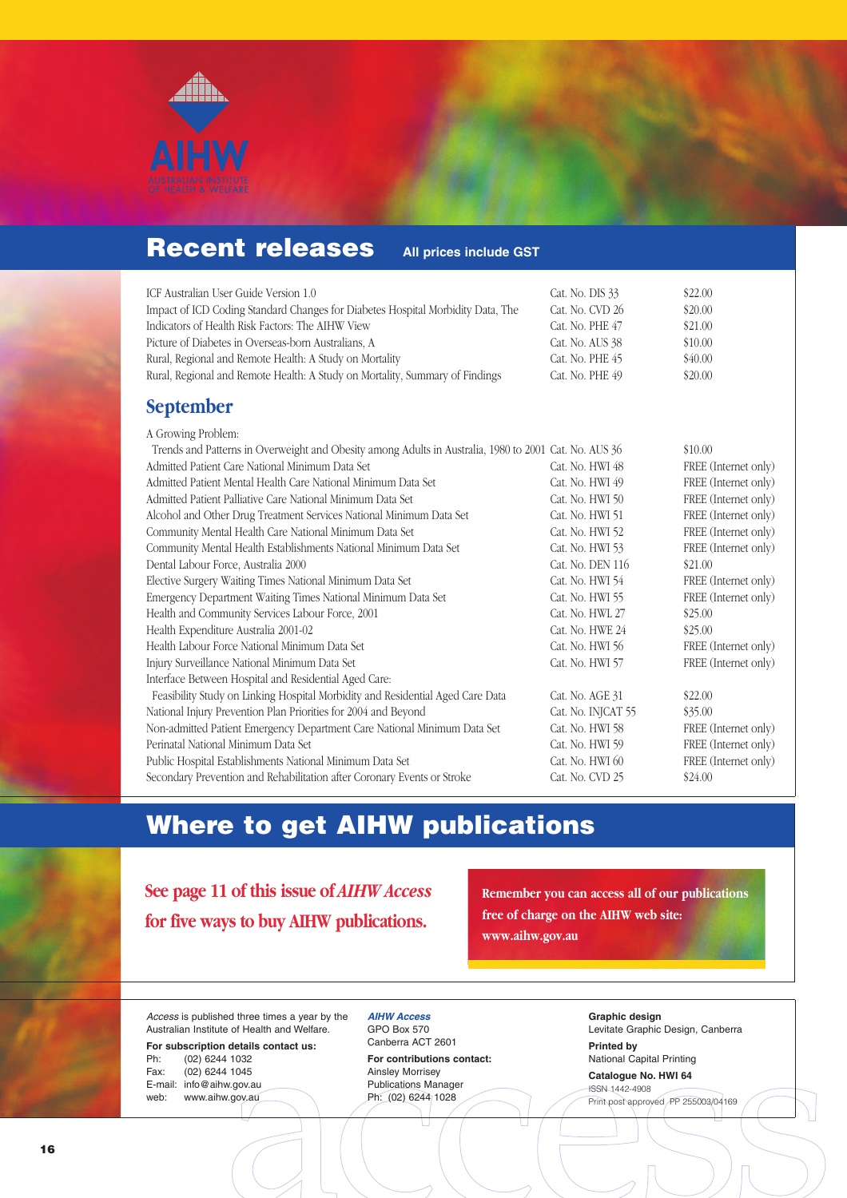AIHW
AUSTRALIAN INSTITUTE OF HEALTH & WELFARE

## Recent releases

**All prices include GST**

| | | |
|---|---|---|
| ICF Australian User Guide Version 1.0 | Cat. No. DIS 33 | $22.00 |
| Impact of ICD Coding Standard Changes for Diabetes Hospital Morbidity Data, The | Cat. No. CVD 26 | $20.00 |
| Indicators of Health Risk Factors: The AIHW View | Cat. No. PHE 47 | $21.00 |
| Picture of Diabetes in Overseas-born Australians, A | Cat. No. AUS 38 | $10.00 |
| Rural, Regional and Remote Health: A Study on Mortality | Cat. No. PHE 45 | $40.00 |
| Rural, Regional and Remote Health: A Study on Mortality, Summary of Findings | Cat. No. PHE 49 | $20.00 |

### September

| | | |
|---|---|---|
| A Growing Problem: Trends and Patterns in Overweight and Obesity among Adults in Australia, 1980 to 2001 | Cat. No. AUS 36 | $10.00 |
| Admitted Patient Care National Minimum Data Set | Cat. No. HWI 48 | FREE (Internet only) |
| Admitted Patient Mental Health Care National Minimum Data Set | Cat. No. HWI 49 | FREE (Internet only) |
| Admitted Patient Palliative Care National Minimum Data Set | Cat. No. HWI 50 | FREE (Internet only) |
| Alcohol and Other Drug Treatment Services National Minimum Data Set | Cat. No. HWI 51 | FREE (Internet only) |
| Community Mental Health Care National Minimum Data Set | Cat. No. HWI 52 | FREE (Internet only) |
| Community Mental Health Establishments National Minimum Data Set | Cat. No. HWI 53 | FREE (Internet only) |
| Dental Labour Force, Australia 2000 | Cat. No. DEN 116 | $21.00 |
| Elective Surgery Waiting Times National Minimum Data Set | Cat. No. HWI 54 | FREE (Internet only) |
| Emergency Department Waiting Times National Minimum Data Set | Cat. No. HWI 55 | FREE (Internet only) |
| Health and Community Services Labour Force, 2001 | Cat. No. HWL 27 | $25.00 |
| Health Expenditure Australia 2001-02 | Cat. No. HWE 24 | $25.00 |
| Health Labour Force National Minimum Data Set | Cat. No. HWI 56 | FREE (Internet only) |
| Injury Surveillance National Minimum Data Set | Cat. No. HWI 57 | FREE (Internet only) |
| Interface Between Hospital and Residential Aged Care: Feasibility Study on Linking Hospital Morbidity and Residential Aged Care Data | Cat. No. AGE 31 | $22.00 |
| National Injury Prevention Plan Priorities for 2004 and Beyond | Cat. No. INJCAT 55 | $35.00 |
| Non-admitted Patient Emergency Department Care National Minimum Data Set | Cat. No. HWI 58 | FREE (Internet only) |
| Perinatal National Minimum Data Set | Cat. No. HWI 59 | FREE (Internet only) |
| Public Hospital Establishments National Minimum Data Set | Cat. No. HWI 60 | FREE (Internet only) |
| Secondary Prevention and Rehabilitation after Coronary Events or Stroke | Cat. No. CVD 25 | $24.00 |

## Where to get AIHW publications

**See page 11 of this issue of *AIHW Access* for five ways to buy AIHW publications.**

**Remember you can access all of our publications free of charge on the AIHW web site: www.aihw.gov.au**

*Access* is published three times a year by the Australian Institute of Health and Welfare.

**For subscription details contact us:**
Ph: (02) 6244 1032
Fax: (02) 6244 1045
E-mail: info@aihw.gov.au
web: www.aihw.gov.au

***AIHW Access***
GPO Box 570
Canberra ACT 2601

**For contributions contact:**
Ainsley Morrisey
Publications Manager
Ph: (02) 6244 1028

**Graphic design**
Levitate Graphic Design, Canberra

**Printed by**
National Capital Printing

**Catalogue No. HWI 64**
ISSN 1442-4908
Print post approved PP 255003/04169